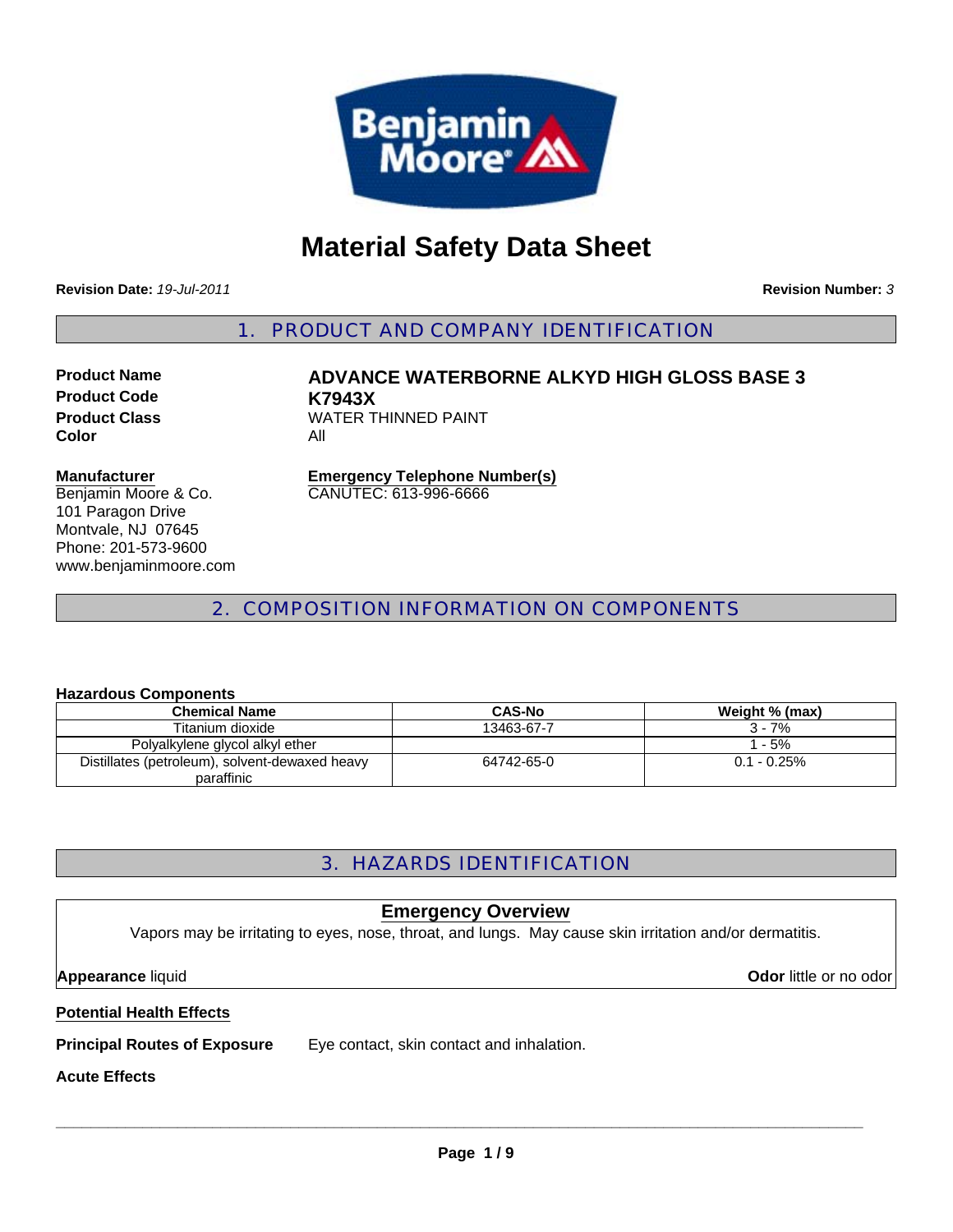# Material Safety Data Sheet

**Revision Date:** *19-Jul-2011*

**Revision Number:** *3*

## 1. PRODUCT AND COMPANY IDENTIFICATION

**Product Name** **ADVANCE WATERBORNE ALKYD HIGH GLOSS BASE 3**
**Product Code** **K7943X**
**Product Class** WATER THINNED PAINT
**Color** All

**Manufacturer**
Benjamin Moore & Co.
101 Paragon Drive
Montvale, NJ 07645
Phone: 201-573-9600
www.benjaminmoore.com

**Emergency Telephone Number(s)**
CANUTEC: 613-996-6666

## 2. COMPOSITION INFORMATION ON COMPONENTS

**Hazardous Components**

| Chemical Name | CAS-No | Weight % (max) |
|---|---|---|
| Titanium dioxide | 13463-67-7 | 3 - 7% |
| Polyalkylene glycol alkyl ether | | 1 - 5% |
| Distillates (petroleum), solvent-dewaxed heavy paraffinic | 64742-65-0 | 0.1 - 0.25% |

## 3. HAZARDS IDENTIFICATION

**Emergency Overview**

Vapors may be irritating to eyes, nose, throat, and lungs. May cause skin irritation and/or dermatitis.

**Appearance** liquid

**Odor** little or no odor

**Potential Health Effects**

**Principal Routes of Exposure** Eye contact, skin contact and inhalation.

**Acute Effects**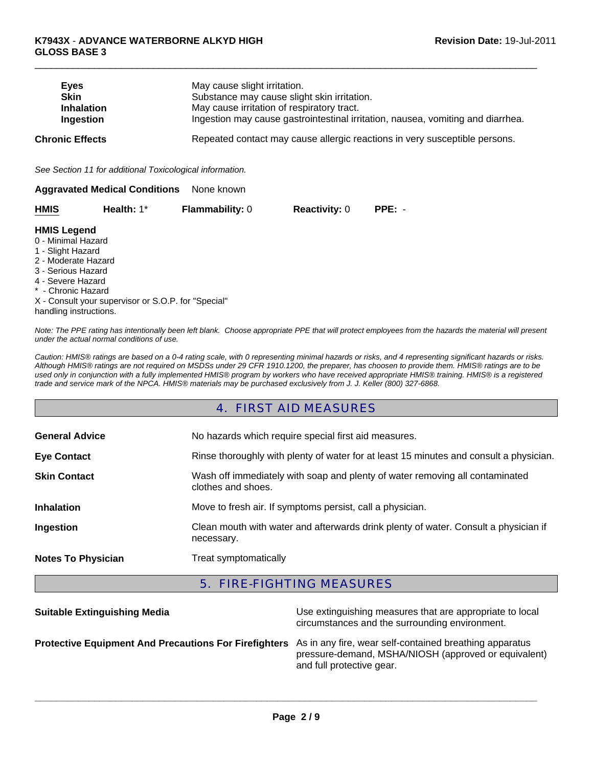| | |
|---|---|
| **Eyes** | May cause slight irritation. |
| **Skin** | Substance may cause slight skin irritation. |
| **Inhalation** | May cause irritation of respiratory tract. |
| **Ingestion** | Ingestion may cause gastrointestinal irritation, nausea, vomiting and diarrhea. |

**Chronic Effects** Repeated contact may cause allergic reactions in very susceptible persons.

*See Section 11 for additional Toxicological information.*

**Aggravated Medical Conditions** None known

| **HMIS** | **Health:** 1* | **Flammability:** 0 | **Reactivity:** 0 | **PPE:** - |
|---|---|---|---|---|

**HMIS Legend**
0 - Minimal Hazard
1 - Slight Hazard
2 - Moderate Hazard
3 - Serious Hazard
4 - Severe Hazard
* - Chronic Hazard
X - Consult your supervisor or S.O.P. for "Special" handling instructions.

*Note: The PPE rating has intentionally been left blank. Choose appropriate PPE that will protect employees from the hazards the material will present under the actual normal conditions of use.*

*Caution: HMIS® ratings are based on a 0-4 rating scale, with 0 representing minimal hazards or risks, and 4 representing significant hazards or risks. Although HMIS® ratings are not required on MSDSs under 29 CFR 1910.1200, the preparer, has choosen to provide them. HMIS® ratings are to be used only in conjunction with a fully implemented HMIS® program by workers who have received appropriate HMIS® training. HMIS® is a registered trade and service mark of the NPCA. HMIS® materials may be purchased exclusively from J. J. Keller (800) 327-6868.*

## 4. FIRST AID MEASURES

| | |
|---|---|
| **General Advice** | No hazards which require special first aid measures. |
| **Eye Contact** | Rinse thoroughly with plenty of water for at least 15 minutes and consult a physician. |
| **Skin Contact** | Wash off immediately with soap and plenty of water removing all contaminated clothes and shoes. |
| **Inhalation** | Move to fresh air. If symptoms persist, call a physician. |
| **Ingestion** | Clean mouth with water and afterwards drink plenty of water. Consult a physician if necessary. |
| **Notes To Physician** | Treat symptomatically |

## 5. FIRE-FIGHTING MEASURES

| | |
|---|---|
| **Suitable Extinguishing Media** | Use extinguishing measures that are appropriate to local circumstances and the surrounding environment. |
| **Protective Equipment And Precautions For Firefighters** | As in any fire, wear self-contained breathing apparatus pressure-demand, MSHA/NIOSH (approved or equivalent) and full protective gear. |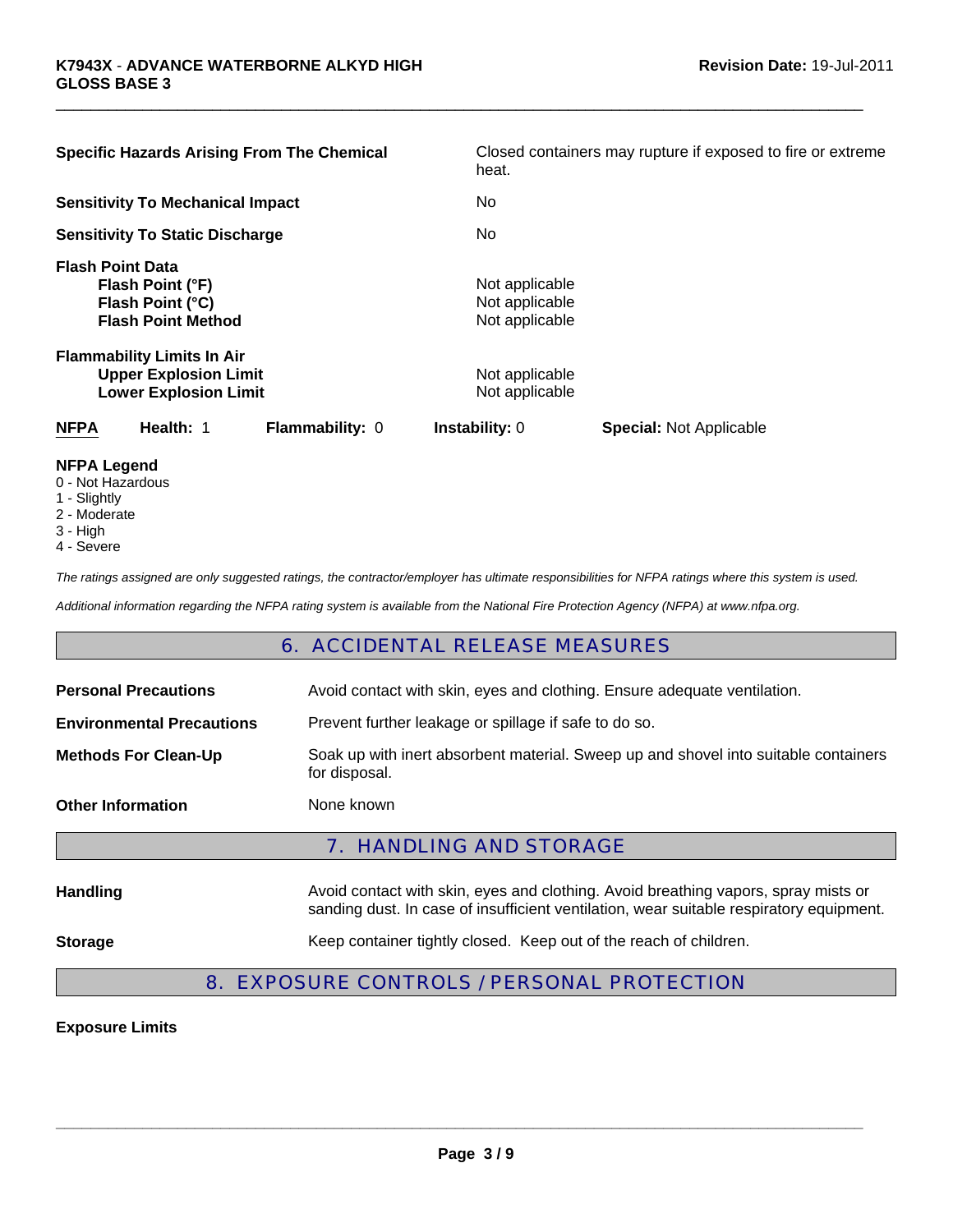| | |
|---|---|
| **Specific Hazards Arising From The Chemical** | Closed containers may rupture if exposed to fire or extreme heat. |
| **Sensitivity To Mechanical Impact** | No |
| **Sensitivity To Static Discharge** | No |

**Flash Point Data**

| | |
|---|---|
| **Flash Point (°F)** | Not applicable |
| **Flash Point (°C)** | Not applicable |
| **Flash Point Method** | Not applicable |

**Flammability Limits In Air**

| | |
|---|---|
| **Upper Explosion Limit** | Not applicable |
| **Lower Explosion Limit** | Not applicable |

| **NFPA** | **Health:** 1 | **Flammability:** 0 | **Instability:** 0 | **Special:** Not Applicable |
|---|---|---|---|---|

**NFPA Legend**
0 - Not Hazardous
1 - Slightly
2 - Moderate
3 - High
4 - Severe

*The ratings assigned are only suggested ratings, the contractor/employer has ultimate responsibilities for NFPA ratings where this system is used.*

*Additional information regarding the NFPA rating system is available from the National Fire Protection Agency (NFPA) at www.nfpa.org.*

## 6. ACCIDENTAL RELEASE MEASURES

| | |
|---|---|
| **Personal Precautions** | Avoid contact with skin, eyes and clothing. Ensure adequate ventilation. |
| **Environmental Precautions** | Prevent further leakage or spillage if safe to do so. |
| **Methods For Clean-Up** | Soak up with inert absorbent material. Sweep up and shovel into suitable containers for disposal. |
| **Other Information** | None known |

## 7. HANDLING AND STORAGE

| | |
|---|---|
| **Handling** | Avoid contact with skin, eyes and clothing. Avoid breathing vapors, spray mists or sanding dust. In case of insufficient ventilation, wear suitable respiratory equipment. |
| **Storage** | Keep container tightly closed. Keep out of the reach of children. |

## 8. EXPOSURE CONTROLS / PERSONAL PROTECTION

**Exposure Limits**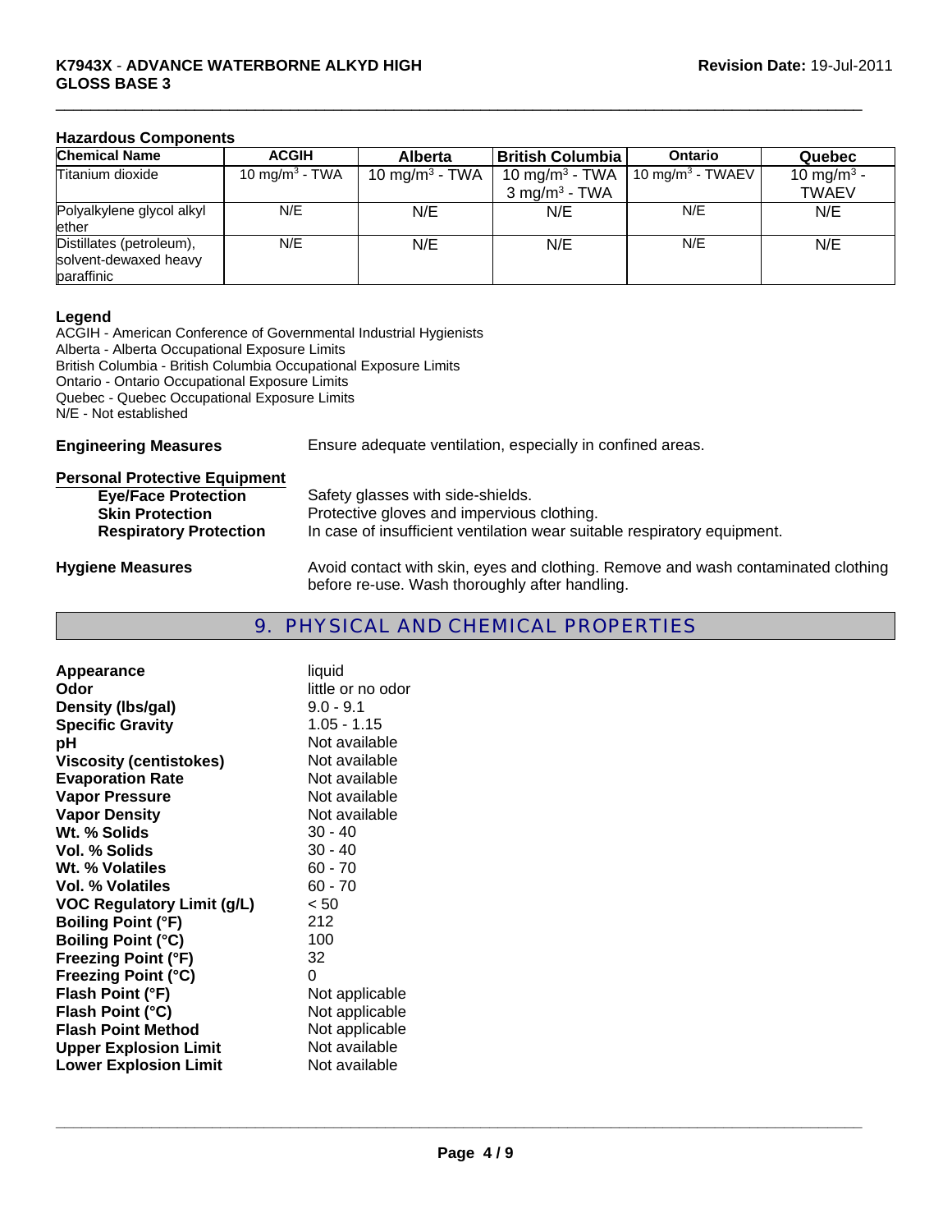### Hazardous Components

| Chemical Name | ACGIH | Alberta | British Columbia | Ontario | Quebec |
|---|---|---|---|---|---|
| Titanium dioxide | 10 mg/m$^3$ - TWA | 10 mg/m$^3$ - TWA | 10 mg/m$^3$ - TWA<br>3 mg/m$^3$ - TWA | 10 mg/m$^3$ - TWAEV | 10 mg/m$^3$ - TWAEV |
| Polyalkylene glycol alkyl ether | N/E | N/E | N/E | N/E | N/E |
| Distillates (petroleum), solvent-dewaxed heavy paraffinic | N/E | N/E | N/E | N/E | N/E |

### Legend

ACGIH - American Conference of Governmental Industrial Hygienists
Alberta - Alberta Occupational Exposure Limits
British Columbia - British Columbia Occupational Exposure Limits
Ontario - Ontario Occupational Exposure Limits
Quebec - Quebec Occupational Exposure Limits
N/E - Not established

**Engineering Measures** Ensure adequate ventilation, especially in confined areas.

**Personal Protective Equipment**

- **Eye/Face Protection** Safety glasses with side-shields.
- **Skin Protection** Protective gloves and impervious clothing.
- **Respiratory Protection** In case of insufficient ventilation wear suitable respiratory equipment.

**Hygiene Measures** Avoid contact with skin, eyes and clothing. Remove and wash contaminated clothing before re-use. Wash thoroughly after handling.

## 9. PHYSICAL AND CHEMICAL PROPERTIES

| | |
|---|---|
| **Appearance** | liquid |
| **Odor** | little or no odor |
| **Density (lbs/gal)** | 9.0 - 9.1 |
| **Specific Gravity** | 1.05 - 1.15 |
| **pH** | Not available |
| **Viscosity (centistokes)** | Not available |
| **Evaporation Rate** | Not available |
| **Vapor Pressure** | Not available |
| **Vapor Density** | Not available |
| **Wt. % Solids** | 30 - 40 |
| **Vol. % Solids** | 30 - 40 |
| **Wt. % Volatiles** | 60 - 70 |
| **Vol. % Volatiles** | 60 - 70 |
| **VOC Regulatory Limit (g/L)** | < 50 |
| **Boiling Point (°F)** | 212 |
| **Boiling Point (°C)** | 100 |
| **Freezing Point (°F)** | 32 |
| **Freezing Point (°C)** | 0 |
| **Flash Point (°F)** | Not applicable |
| **Flash Point (°C)** | Not applicable |
| **Flash Point Method** | Not applicable |
| **Upper Explosion Limit** | Not available |
| **Lower Explosion Limit** | Not available |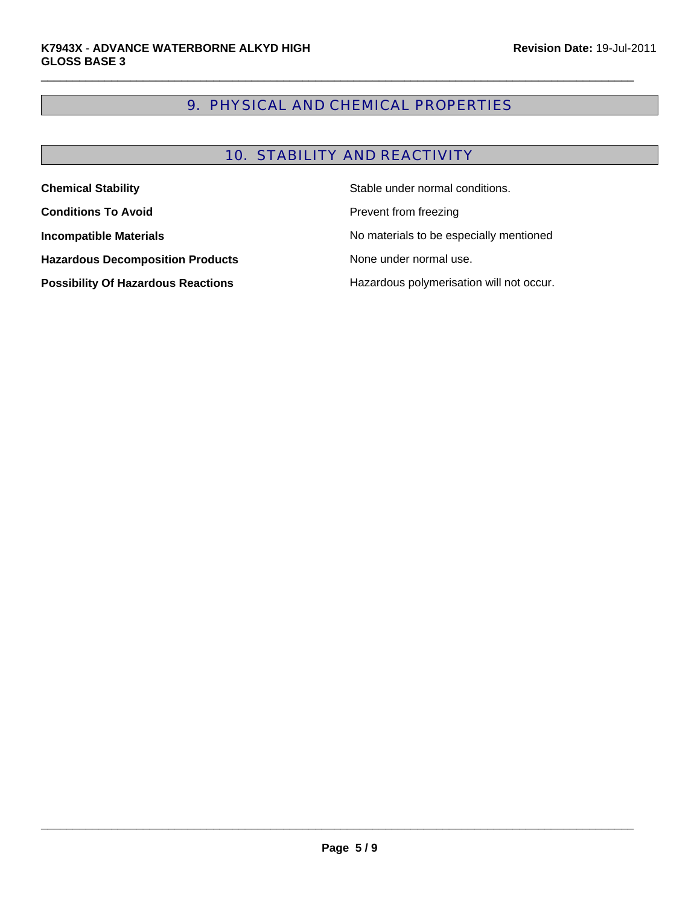## 9. PHYSICAL AND CHEMICAL PROPERTIES

## 10. STABILITY AND REACTIVITY

| | |
|---|---|
| **Chemical Stability** | Stable under normal conditions. |
| **Conditions To Avoid** | Prevent from freezing |
| **Incompatible Materials** | No materials to be especially mentioned |
| **Hazardous Decomposition Products** | None under normal use. |
| **Possibility Of Hazardous Reactions** | Hazardous polymerisation will not occur. |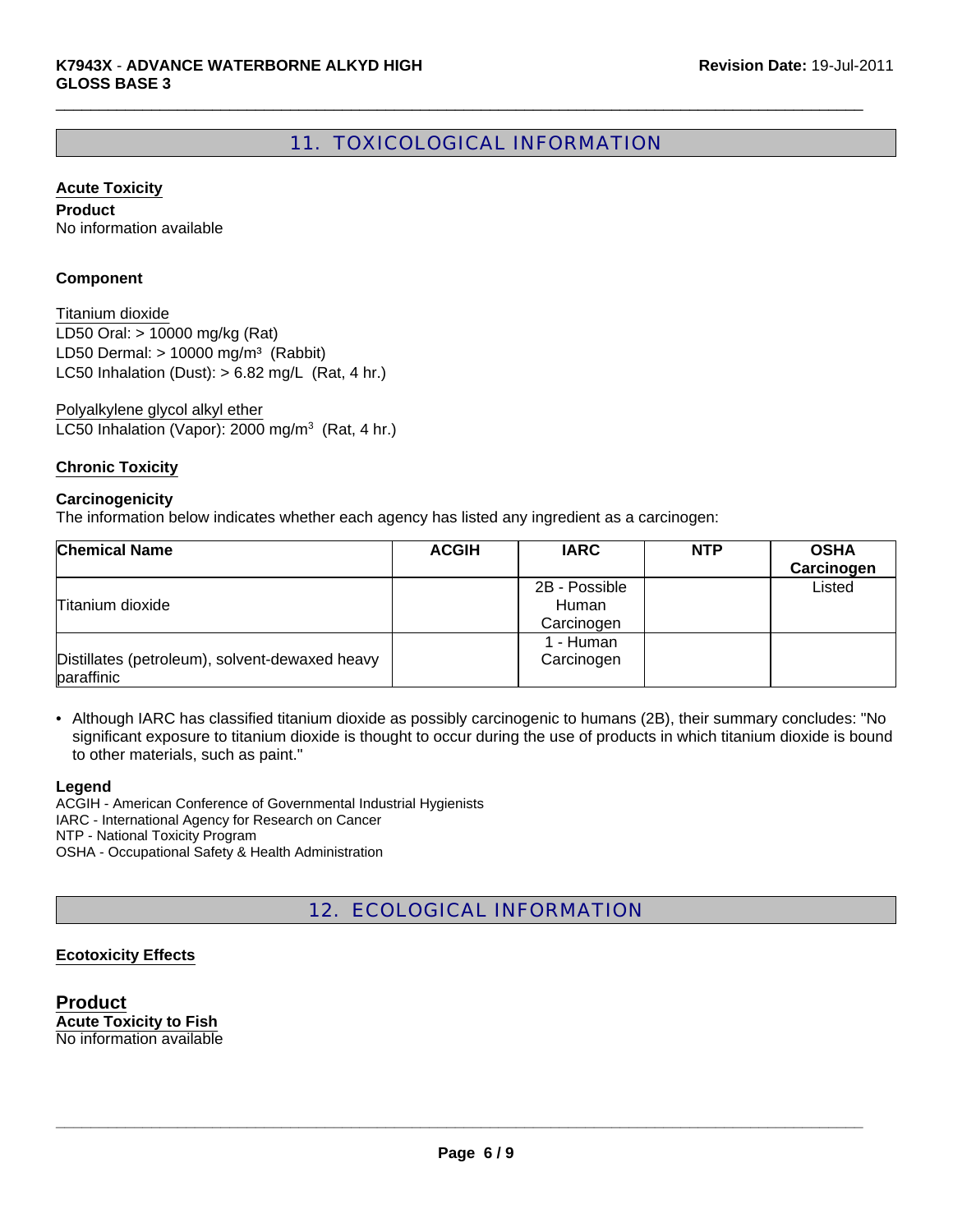## 11. TOXICOLOGICAL INFORMATION

**Acute Toxicity**

**Product**
No information available

**Component**

Titanium dioxide
LD50 Oral: > 10000 mg/kg (Rat)
LD50 Dermal: > 10000 mg/$m^3$ (Rabbit)
LC50 Inhalation (Dust): > 6.82 mg/L (Rat, 4 hr.)

Polyalkylene glycol alkyl ether
LC50 Inhalation (Vapor): 2000 mg/$m^3$ (Rat, 4 hr.)

**Chronic Toxicity**

**Carcinogenicity**
The information below indicates whether each agency has listed any ingredient as a carcinogen:

| Chemical Name | ACGIH | IARC | NTP | OSHA Carcinogen |
|---|---|---|---|---|
| Titanium dioxide | | 2B - Possible Human Carcinogen | | Listed |
| Distillates (petroleum), solvent-dewaxed heavy paraffinic | | 1 - Human Carcinogen | | |

- Although IARC has classified titanium dioxide as possibly carcinogenic to humans (2B), their summary concludes: "No significant exposure to titanium dioxide is thought to occur during the use of products in which titanium dioxide is bound to other materials, such as paint."

**Legend**
ACGIH - American Conference of Governmental Industrial Hygienists
IARC - International Agency for Research on Cancer
NTP - National Toxicity Program
OSHA - Occupational Safety & Health Administration

## 12. ECOLOGICAL INFORMATION

**Ecotoxicity Effects**

**Product**
**Acute Toxicity to Fish**
No information available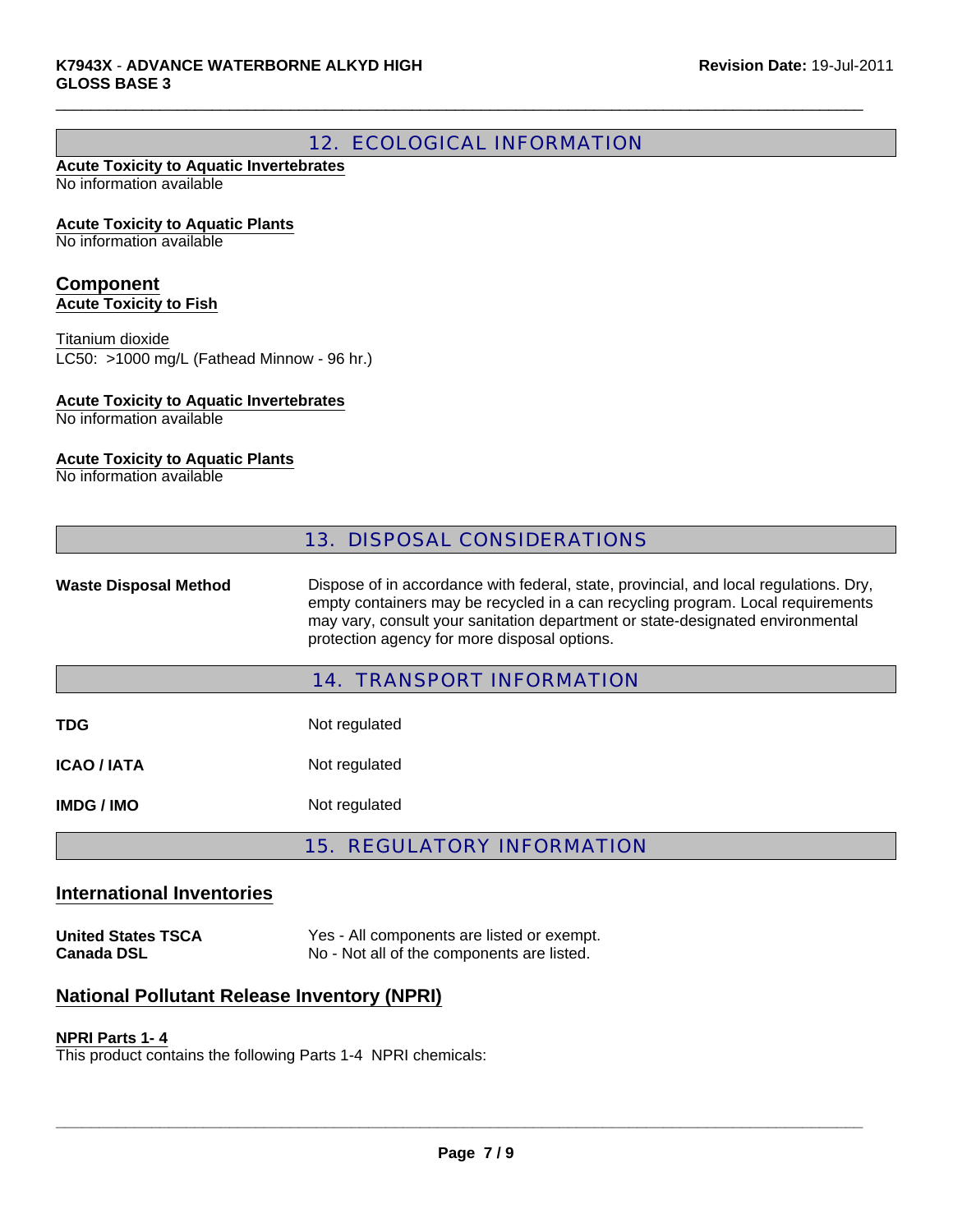## 12. ECOLOGICAL INFORMATION

**Acute Toxicity to Aquatic Invertebrates**
No information available

**Acute Toxicity to Aquatic Plants**
No information available

### Component

**Acute Toxicity to Fish**

Titanium dioxide
LC50: >1000 mg/L (Fathead Minnow - 96 hr.)

**Acute Toxicity to Aquatic Invertebrates**
No information available

**Acute Toxicity to Aquatic Plants**
No information available

## 13. DISPOSAL CONSIDERATIONS

**Waste Disposal Method**: Dispose of in accordance with federal, state, provincial, and local regulations. Dry, empty containers may be recycled in a can recycling program. Local requirements may vary, consult your sanitation department or state-designated environmental protection agency for more disposal options.

## 14. TRANSPORT INFORMATION

| | |
|---|---|
| **TDG** | Not regulated |
| **ICAO / IATA** | Not regulated |
| **IMDG / IMO** | Not regulated |

## 15. REGULATORY INFORMATION

### International Inventories

| | |
|---|---|
| **United States TSCA** | Yes - All components are listed or exempt. |
| **Canada DSL** | No - Not all of the components are listed. |

### National Pollutant Release Inventory (NPRI)

**NPRI Parts 1- 4**
This product contains the following Parts 1-4 NPRI chemicals: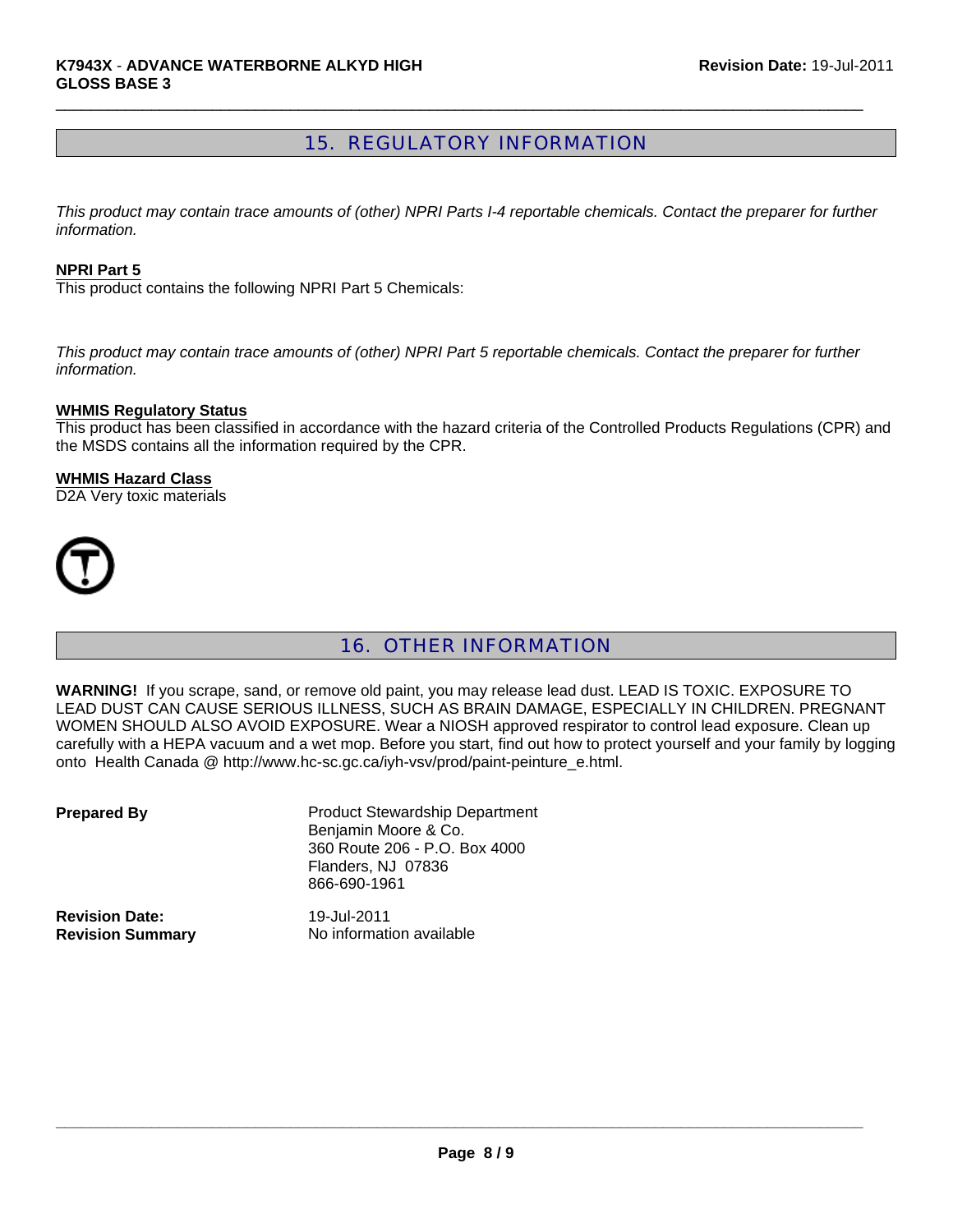## 15. REGULATORY INFORMATION

*This product may contain trace amounts of (other) NPRI Parts I-4 reportable chemicals. Contact the preparer for further information.*

**NPRI Part 5**

This product contains the following NPRI Part 5 Chemicals:

*This product may contain trace amounts of (other) NPRI Part 5 reportable chemicals. Contact the preparer for further information.*

**WHMIS Regulatory Status**

This product has been classified in accordance with the hazard criteria of the Controlled Products Regulations (CPR) and the MSDS contains all the information required by the CPR.

**WHMIS Hazard Class**

D2A Very toxic materials

## 16. OTHER INFORMATION

**WARNING!** If you scrape, sand, or remove old paint, you may release lead dust. LEAD IS TOXIC. EXPOSURE TO LEAD DUST CAN CAUSE SERIOUS ILLNESS, SUCH AS BRAIN DAMAGE, ESPECIALLY IN CHILDREN. PREGNANT WOMEN SHOULD ALSO AVOID EXPOSURE. Wear a NIOSH approved respirator to control lead exposure. Clean up carefully with a HEPA vacuum and a wet mop. Before you start, find out how to protect yourself and your family by logging onto Health Canada @ http://www.hc-sc.gc.ca/iyh-vsv/prod/paint-peinture_e.html.

**Prepared By**

Product Stewardship Department
Benjamin Moore & Co.
360 Route 206 - P.O. Box 4000
Flanders, NJ 07836
866-690-1961

**Revision Date:** 19-Jul-2011

**Revision Summary** No information available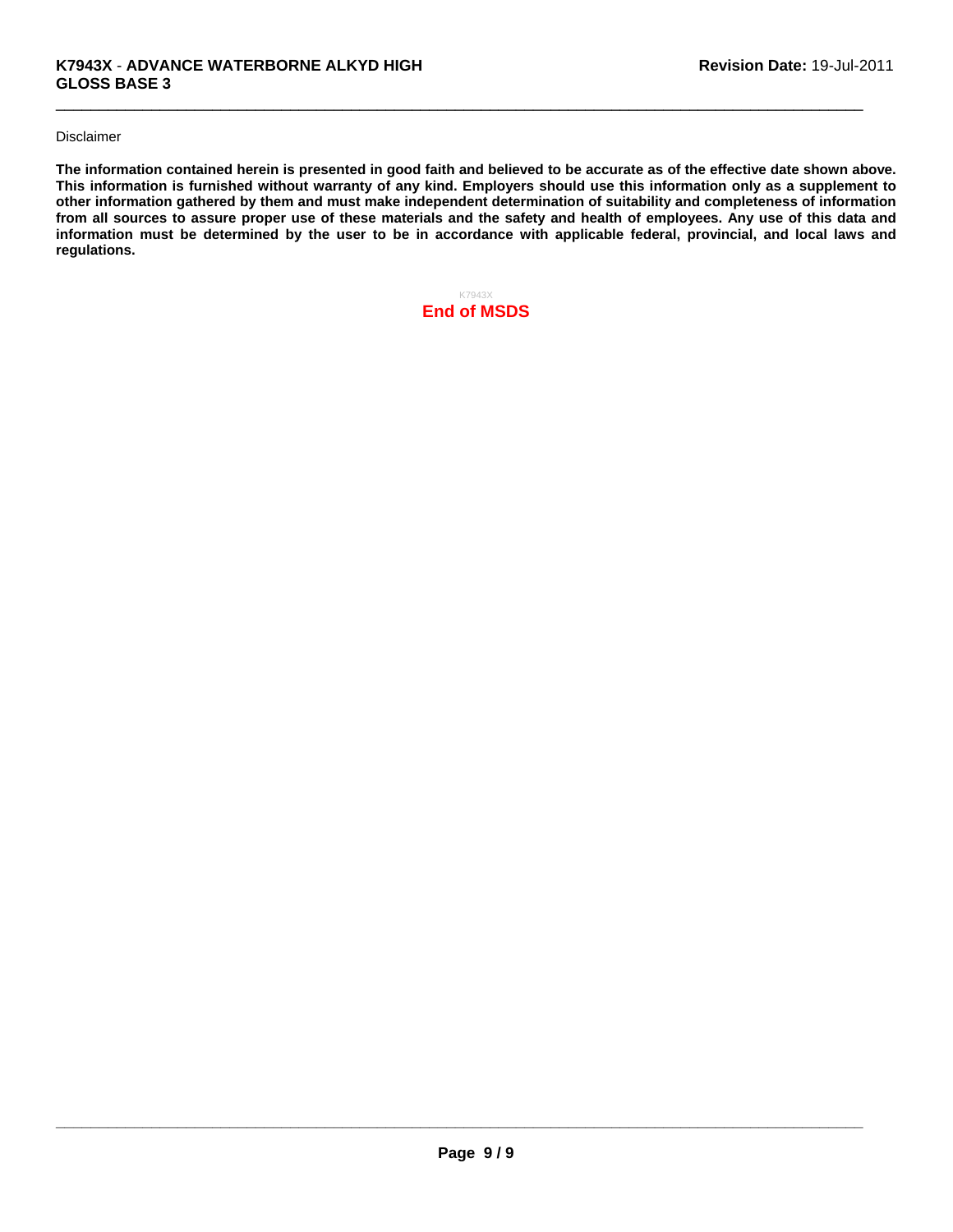Disclaimer

**The information contained herein is presented in good faith and believed to be accurate as of the effective date shown above. This information is furnished without warranty of any kind. Employers should use this information only as a supplement to other information gathered by them and must make independent determination of suitability and completeness of information from all sources to assure proper use of these materials and the safety and health of employees. Any use of this data and information must be determined by the user to be in accordance with applicable federal, provincial, and local laws and regulations.**

K7943X

**End of MSDS**